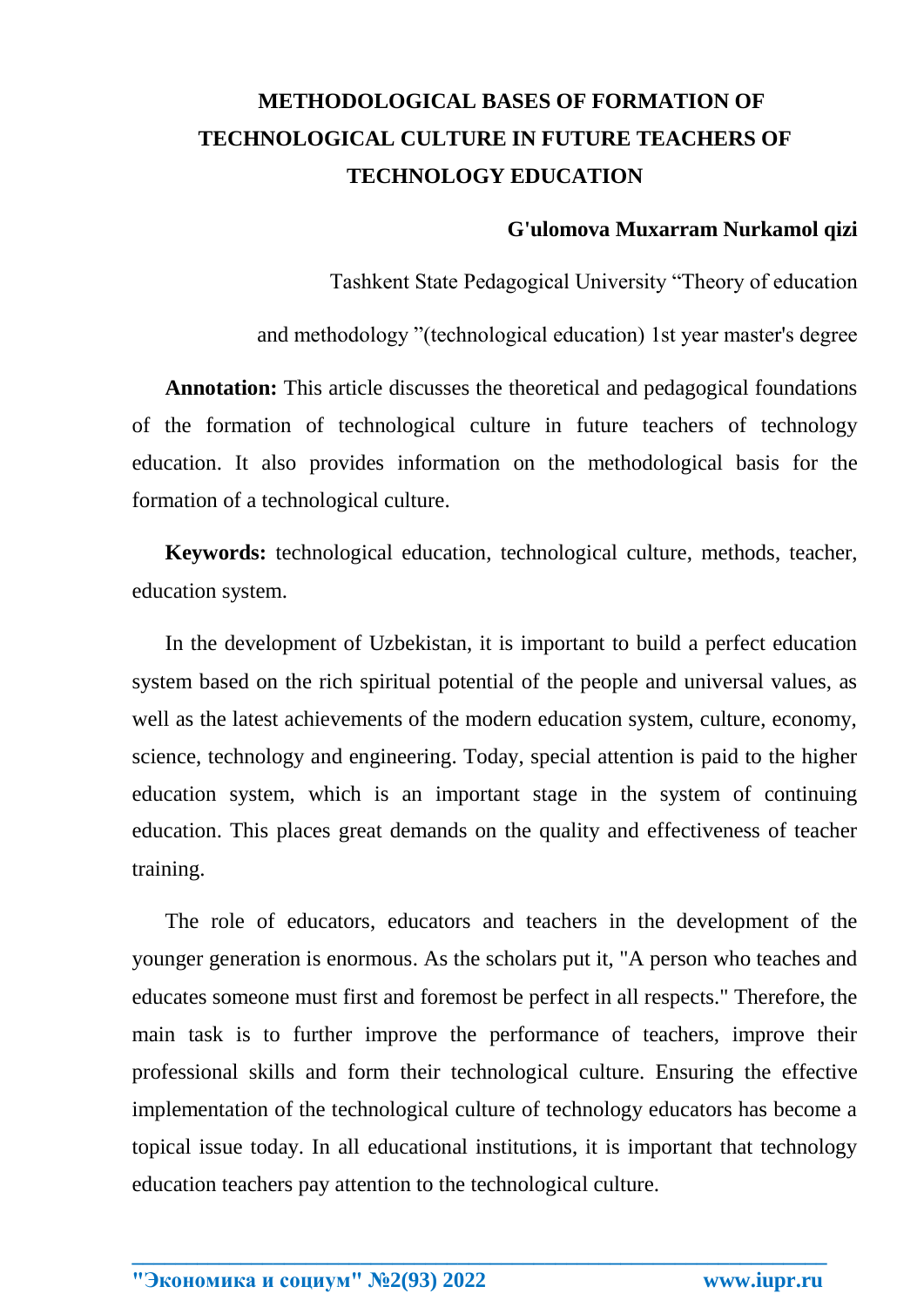# METHODOLOGICAL BASES OF FORMATION OF TECHNOLOGICAL CULTURE IN FUTURE TEACHERS OF TECHNOLOGY EDUCATION

**G'ulomova Muxarram Nurkamol qizi**

Tashkent State Pedagogical University "Theory of education and methodology "(technological education) 1st year master's degree

**Annotation:** This article discusses the theoretical and pedagogical foundations of the formation of technological culture in future teachers of technology education. It also provides information on the methodological basis for the formation of a technological culture.

**Keywords:** technological education, technological culture, methods, teacher, education system.

In the development of Uzbekistan, it is important to build a perfect education system based on the rich spiritual potential of the people and universal values, as well as the latest achievements of the modern education system, culture, economy, science, technology and engineering. Today, special attention is paid to the higher education system, which is an important stage in the system of continuing education. This places great demands on the quality and effectiveness of teacher training.

The role of educators, educators and teachers in the development of the younger generation is enormous. As the scholars put it, "A person who teaches and educates someone must first and foremost be perfect in all respects." Therefore, the main task is to further improve the performance of teachers, improve their professional skills and form their technological culture. Ensuring the effective implementation of the technological culture of technology educators has become a topical issue today. In all educational institutions, it is important that technology education teachers pay attention to the technological culture.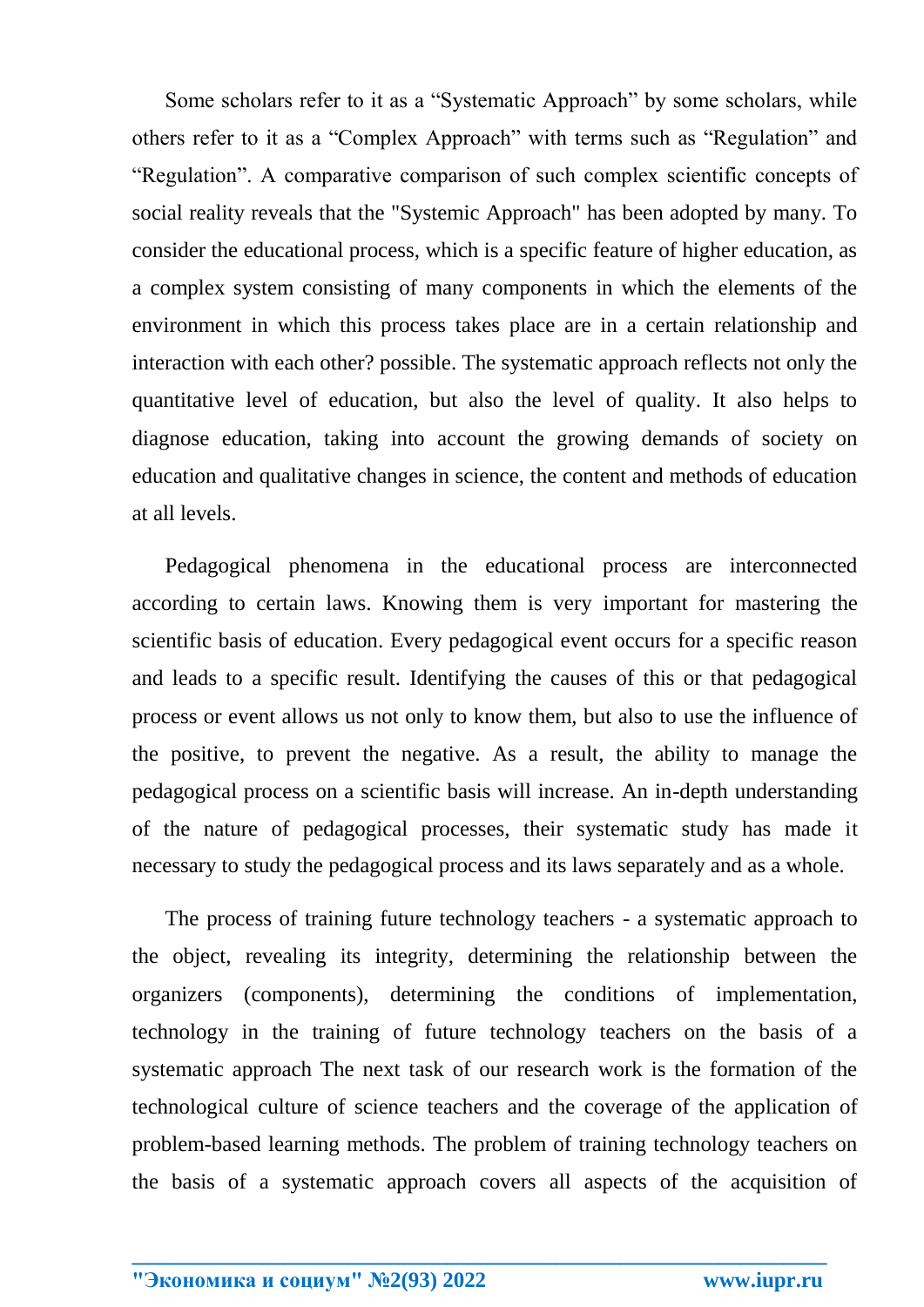Some scholars refer to it as a “Systematic Approach” by some scholars, while others refer to it as a “Complex Approach” with terms such as “Regulation” and “Regulation”. A comparative comparison of such complex scientific concepts of social reality reveals that the "Systemic Approach" has been adopted by many. To consider the educational process, which is a specific feature of higher education, as a complex system consisting of many components in which the elements of the environment in which this process takes place are in a certain relationship and interaction with each other? possible. The systematic approach reflects not only the quantitative level of education, but also the level of quality. It also helps to diagnose education, taking into account the growing demands of society on education and qualitative changes in science, the content and methods of education at all levels.

Pedagogical phenomena in the educational process are interconnected according to certain laws. Knowing them is very important for mastering the scientific basis of education. Every pedagogical event occurs for a specific reason and leads to a specific result. Identifying the causes of this or that pedagogical process or event allows us not only to know them, but also to use the influence of the positive, to prevent the negative. As a result, the ability to manage the pedagogical process on a scientific basis will increase. An in-depth understanding of the nature of pedagogical processes, their systematic study has made it necessary to study the pedagogical process and its laws separately and as a whole.

The process of training future technology teachers - a systematic approach to the object, revealing its integrity, determining the relationship between the organizers (components), determining the conditions of implementation, technology in the training of future technology teachers on the basis of a systematic approach The next task of our research work is the formation of the technological culture of science teachers and the coverage of the application of problem-based learning methods. The problem of training technology teachers on the basis of a systematic approach covers all aspects of the acquisition of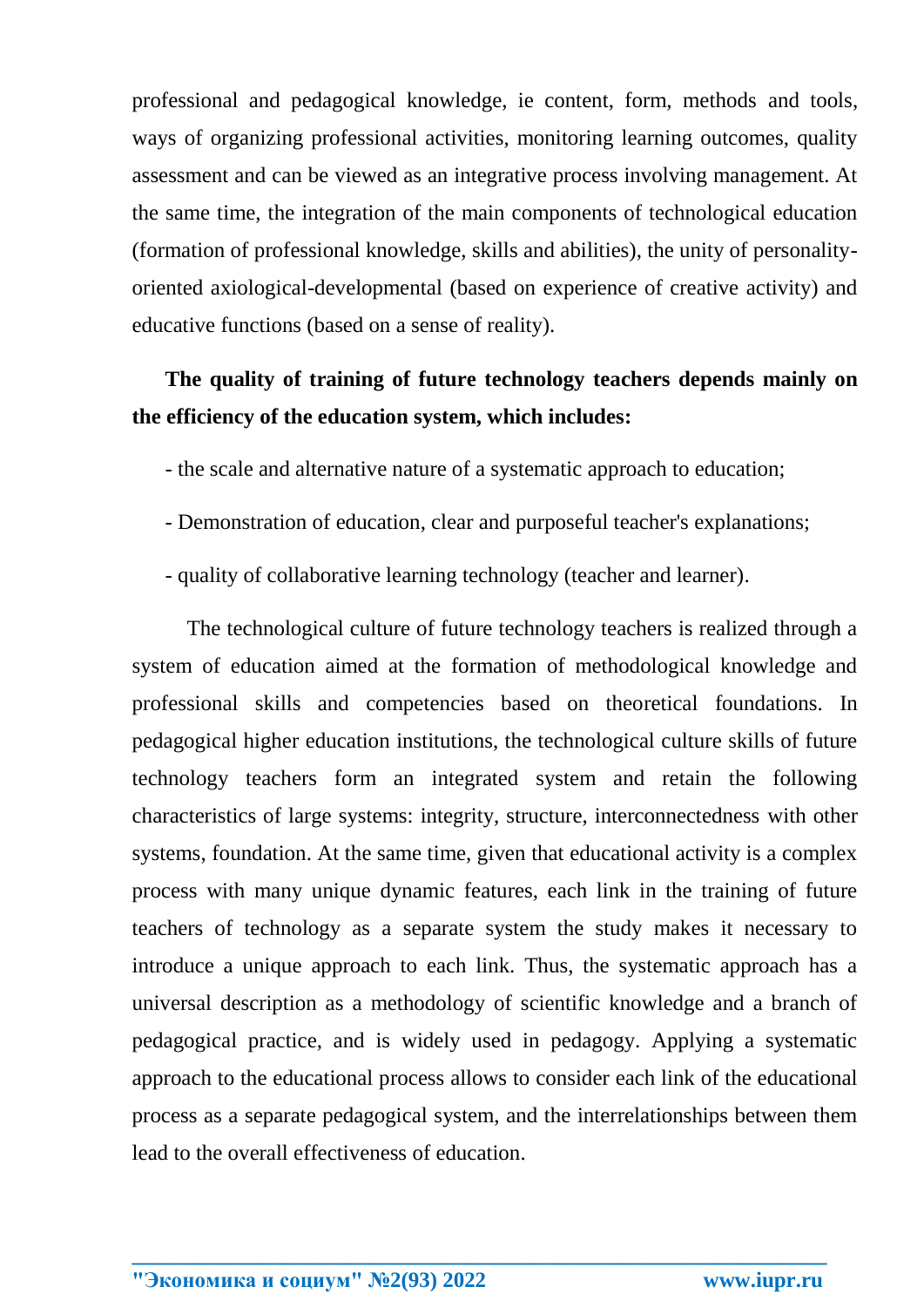professional and pedagogical knowledge, ie content, form, methods and tools, ways of organizing professional activities, monitoring learning outcomes, quality assessment and can be viewed as an integrative process involving management. At the same time, the integration of the main components of technological education (formation of professional knowledge, skills and abilities), the unity of personality-oriented axiological-developmental (based on experience of creative activity) and educative functions (based on a sense of reality).

**The quality of training of future technology teachers depends mainly on the efficiency of the education system, which includes:**

- the scale and alternative nature of a systematic approach to education;
- Demonstration of education, clear and purposeful teacher's explanations;
- quality of collaborative learning technology (teacher and learner).

The technological culture of future technology teachers is realized through a system of education aimed at the formation of methodological knowledge and professional skills and competencies based on theoretical foundations. In pedagogical higher education institutions, the technological culture skills of future technology teachers form an integrated system and retain the following characteristics of large systems: integrity, structure, interconnectedness with other systems, foundation. At the same time, given that educational activity is a complex process with many unique dynamic features, each link in the training of future teachers of technology as a separate system the study makes it necessary to introduce a unique approach to each link. Thus, the systematic approach has a universal description as a methodology of scientific knowledge and a branch of pedagogical practice, and is widely used in pedagogy. Applying a systematic approach to the educational process allows to consider each link of the educational process as a separate pedagogical system, and the interrelationships between them lead to the overall effectiveness of education.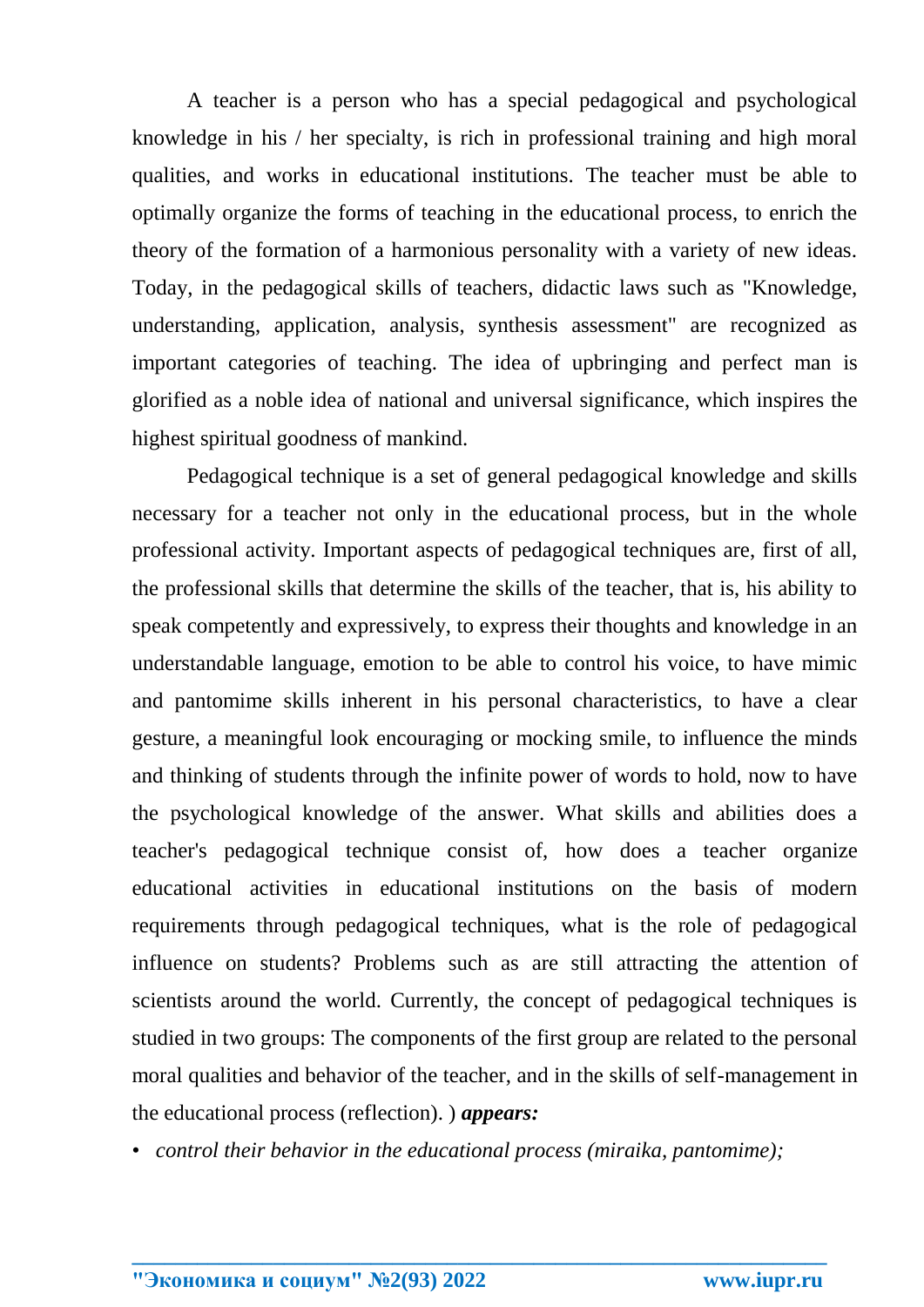A teacher is a person who has a special pedagogical and psychological knowledge in his / her specialty, is rich in professional training and high moral qualities, and works in educational institutions. The teacher must be able to optimally organize the forms of teaching in the educational process, to enrich the theory of the formation of a harmonious personality with a variety of new ideas. Today, in the pedagogical skills of teachers, didactic laws such as "Knowledge, understanding, application, analysis, synthesis assessment" are recognized as important categories of teaching. The idea of upbringing and perfect man is glorified as a noble idea of national and universal significance, which inspires the highest spiritual goodness of mankind.

Pedagogical technique is a set of general pedagogical knowledge and skills necessary for a teacher not only in the educational process, but in the whole professional activity. Important aspects of pedagogical techniques are, first of all, the professional skills that determine the skills of the teacher, that is, his ability to speak competently and expressively, to express their thoughts and knowledge in an understandable language, emotion to be able to control his voice, to have mimic and pantomime skills inherent in his personal characteristics, to have a clear gesture, a meaningful look encouraging or mocking smile, to influence the minds and thinking of students through the infinite power of words to hold, now to have the psychological knowledge of the answer. What skills and abilities does a teacher's pedagogical technique consist of, how does a teacher organize educational activities in educational institutions on the basis of modern requirements through pedagogical techniques, what is the role of pedagogical influence on students? Problems such as are still attracting the attention of scientists around the world. Currently, the concept of pedagogical techniques is studied in two groups: The components of the first group are related to the personal moral qualities and behavior of the teacher, and in the skills of self-management in the educational process (reflection). ) ***appears:***

- *control their behavior in the educational process (miraika, pantomime);*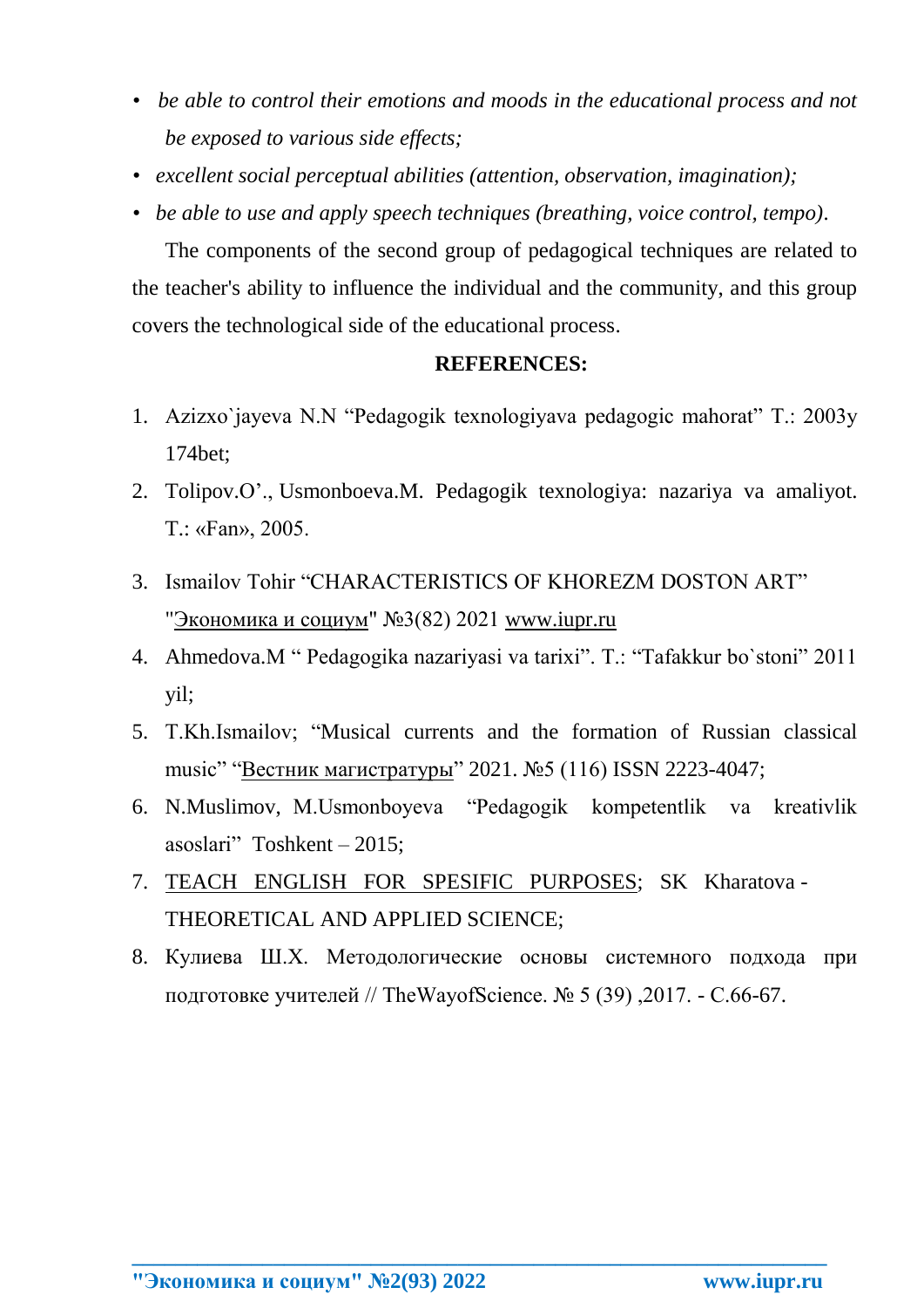- *be able to control their emotions and moods in the educational process and not be exposed to various side effects;*
- *excellent social perceptual abilities (attention, observation, imagination);*
- *be able to use and apply speech techniques (breathing, voice control, tempo).*

The components of the second group of pedagogical techniques are related to the teacher's ability to influence the individual and the community, and this group covers the technological side of the educational process.

**REFERENCES:**

1. Azizxo`jayeva N.N "Pedagogik texnologiyava pedagogic mahorat" T.: 2003y 174bet;
2. Tolipov.O'., Usmonboeva.M. Pedagogik texnologiya: nazariya va amaliyot. T.: «Fan», 2005.
3. Ismailov Tohir "CHARACTERISTICS OF KHOREZM DOSTON ART" "Экономика и социум" №3(82) 2021 www.iupr.ru
4. Ahmedova.M " Pedagogika nazariyasi va tarixi". T.: "Tafakkur bo`stoni" 2011 yil;
5. T.Kh.Ismailov; "Musical currents and the formation of Russian classical music" "Вестник магистратуры" 2021. №5 (116) ISSN 2223-4047;
6. N.Muslimov, M.Usmonboyeva "Pedagogik kompetentlik va kreativlik asoslari" Toshkent – 2015;
7. TEACH ENGLISH FOR SPESIFIC PURPOSES; SK Kharatova - THEORETICAL AND APPLIED SCIENCE;
8. Кулиева Ш.Х. Методологические основы системного подхода при подготовке учителей // TheWayofScience. № 5 (39) ,2017. - С.66-67.